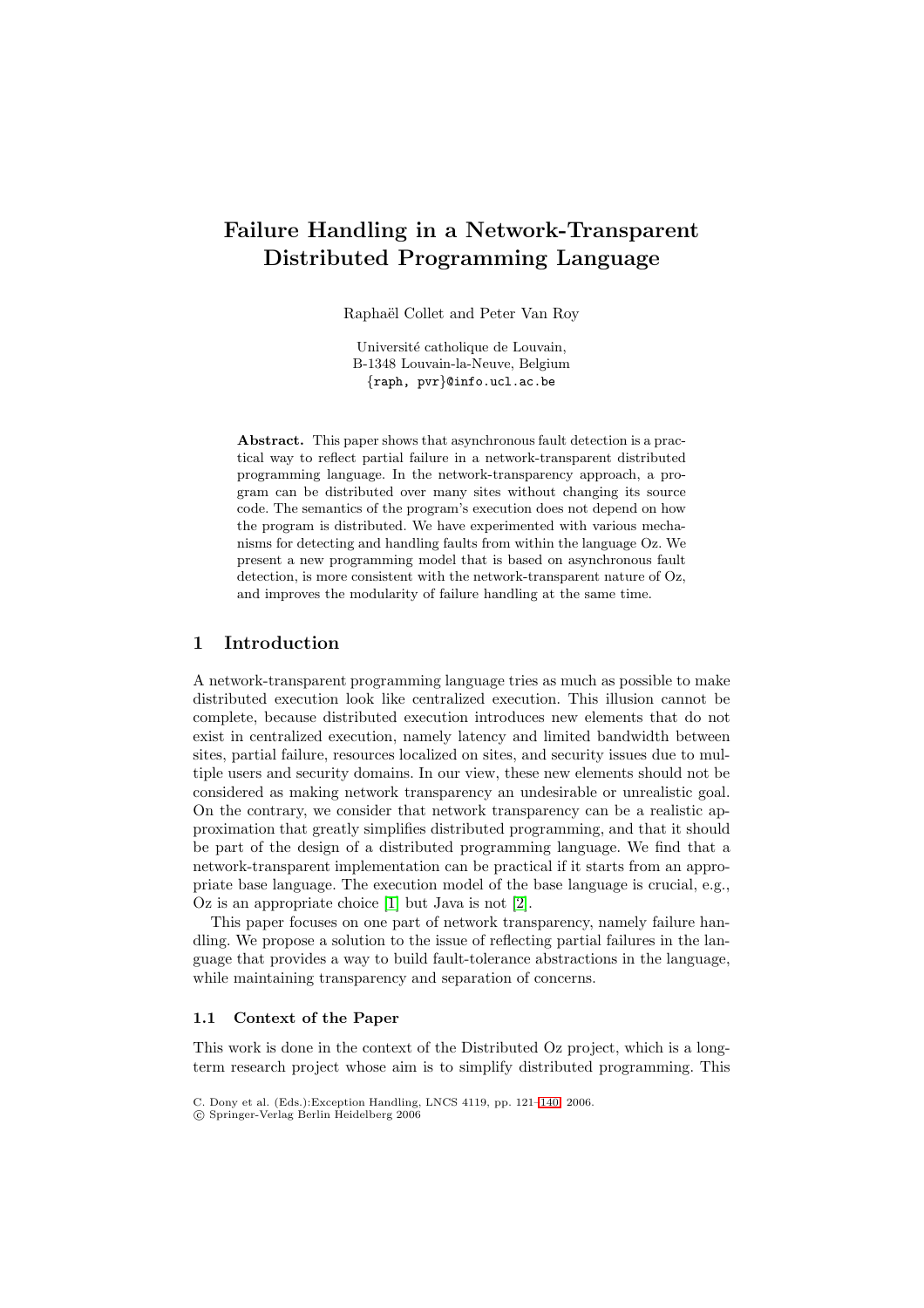# Failure Handling in a Network-Transparent Distributed Programming Language

Raphaël Collet and Peter Van Roy

Université catholique de Louvain,
B-1348 Louvain-la-Neuve, Belgium
{raph, pvr}@info.ucl.ac.be

**Abstract.** This paper shows that asynchronous fault detection is a practical way to reflect partial failure in a network-transparent distributed programming language. In the network-transparency approach, a program can be distributed over many sites without changing its source code. The semantics of the program's execution does not depend on how the program is distributed. We have experimented with various mechanisms for detecting and handling faults from within the language Oz. We present a new programming model that is based on asynchronous fault detection, is more consistent with the network-transparent nature of Oz, and improves the modularity of failure handling at the same time.

## 1 Introduction

A network-transparent programming language tries as much as possible to make distributed execution look like centralized execution. This illusion cannot be complete, because distributed execution introduces new elements that do not exist in centralized execution, namely latency and limited bandwidth between sites, partial failure, resources localized on sites, and security issues due to multiple users and security domains. In our view, these new elements should not be considered as making network transparency an undesirable or unrealistic goal. On the contrary, we consider that network transparency can be a realistic approximation that greatly simplifies distributed programming, and that it should be part of the design of a distributed programming language. We find that a network-transparent implementation can be practical if it starts from an appropriate base language. The execution model of the base language is crucial, e.g., Oz is an appropriate choice [1] but Java is not [2].

This paper focuses on one part of network transparency, namely failure handling. We propose a solution to the issue of reflecting partial failures in the language that provides a way to build fault-tolerance abstractions in the language, while maintaining transparency and separation of concerns.

### 1.1 Context of the Paper

This work is done in the context of the Distributed Oz project, which is a long-term research project whose aim is to simplify distributed programming. This

C. Dony et al. (Eds.):Exception Handling, LNCS 4119, pp. 121–140, 2006.
© Springer-Verlag Berlin Heidelberg 2006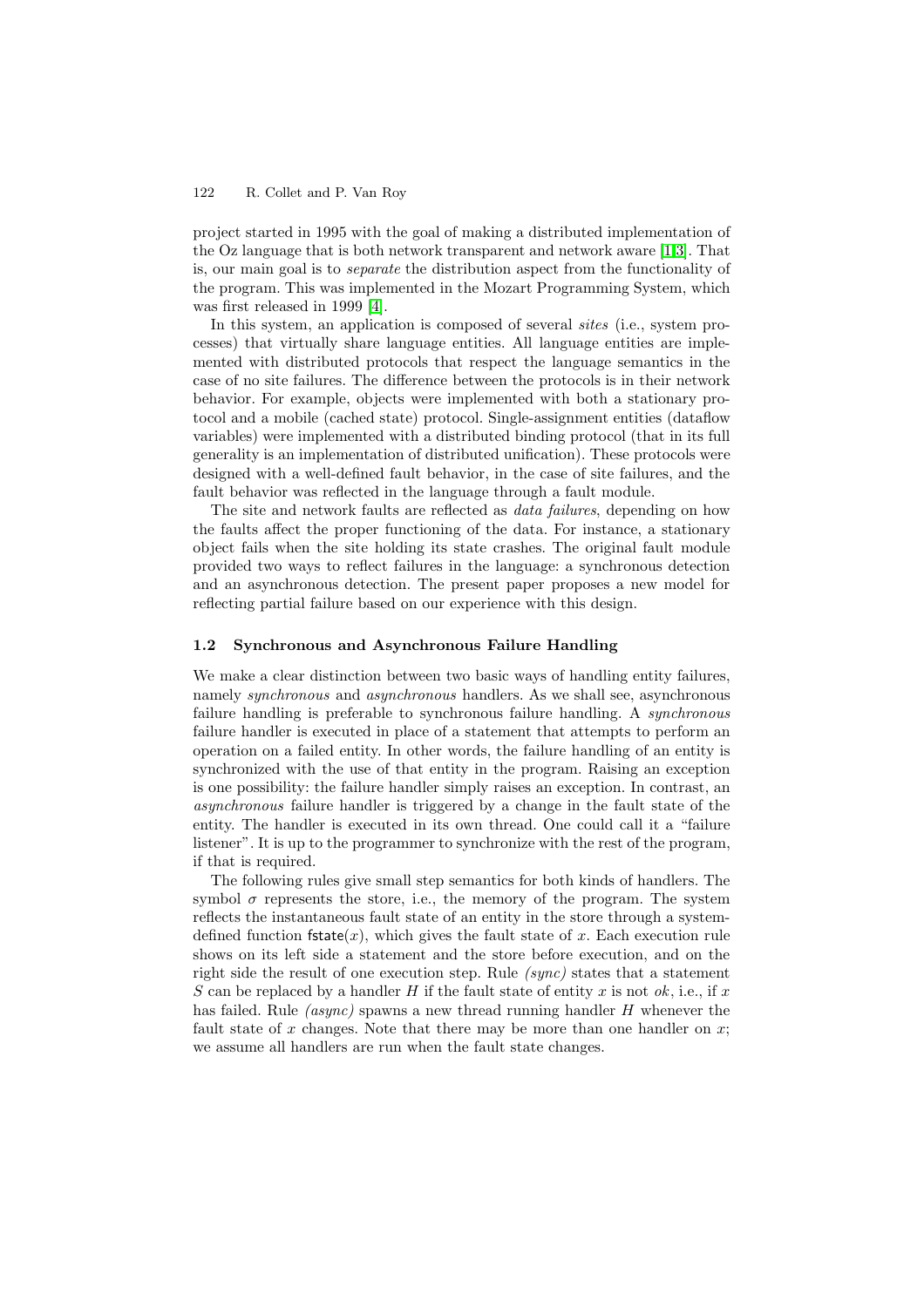project started in 1995 with the goal of making a distributed implementation of the Oz language that is both network transparent and network aware [1,3]. That is, our main goal is to *separate* the distribution aspect from the functionality of the program. This was implemented in the Mozart Programming System, which was first released in 1999 [4].

In this system, an application is composed of several *sites* (i.e., system processes) that virtually share language entities. All language entities are implemented with distributed protocols that respect the language semantics in the case of no site failures. The difference between the protocols is in their network behavior. For example, objects were implemented with both a stationary protocol and a mobile (cached state) protocol. Single-assignment entities (dataflow variables) were implemented with a distributed binding protocol (that in its full generality is an implementation of distributed unification). These protocols were designed with a well-defined fault behavior, in the case of site failures, and the fault behavior was reflected in the language through a fault module.

The site and network faults are reflected as *data failures*, depending on how the faults affect the proper functioning of the data. For instance, a stationary object fails when the site holding its state crashes. The original fault module provided two ways to reflect failures in the language: a synchronous detection and an asynchronous detection. The present paper proposes a new model for reflecting partial failure based on our experience with this design.

### 1.2 Synchronous and Asynchronous Failure Handling

We make a clear distinction between two basic ways of handling entity failures, namely *synchronous* and *asynchronous* handlers. As we shall see, asynchronous failure handling is preferable to synchronous failure handling. A *synchronous* failure handler is executed in place of a statement that attempts to perform an operation on a failed entity. In other words, the failure handling of an entity is synchronized with the use of that entity in the program. Raising an exception is one possibility: the failure handler simply raises an exception. In contrast, an *asynchronous* failure handler is triggered by a change in the fault state of the entity. The handler is executed in its own thread. One could call it a "failure listener". It is up to the programmer to synchronize with the rest of the program, if that is required.

The following rules give small step semantics for both kinds of handlers. The symbol $\sigma$ represents the store, i.e., the memory of the program. The system reflects the instantaneous fault state of an entity in the store through a system-defined function $\mathsf{fstate}(x)$, which gives the fault state of $x$. Each execution rule shows on its left side a statement and the store before execution, and on the right side the result of one execution step. Rule *(sync)* states that a statement $S$ can be replaced by a handler $H$ if the fault state of entity $x$ is not *ok*, i.e., if $x$ has failed. Rule *(async)* spawns a new thread running handler $H$ whenever the fault state of $x$ changes. Note that there may be more than one handler on $x$; we assume all handlers are run when the fault state changes.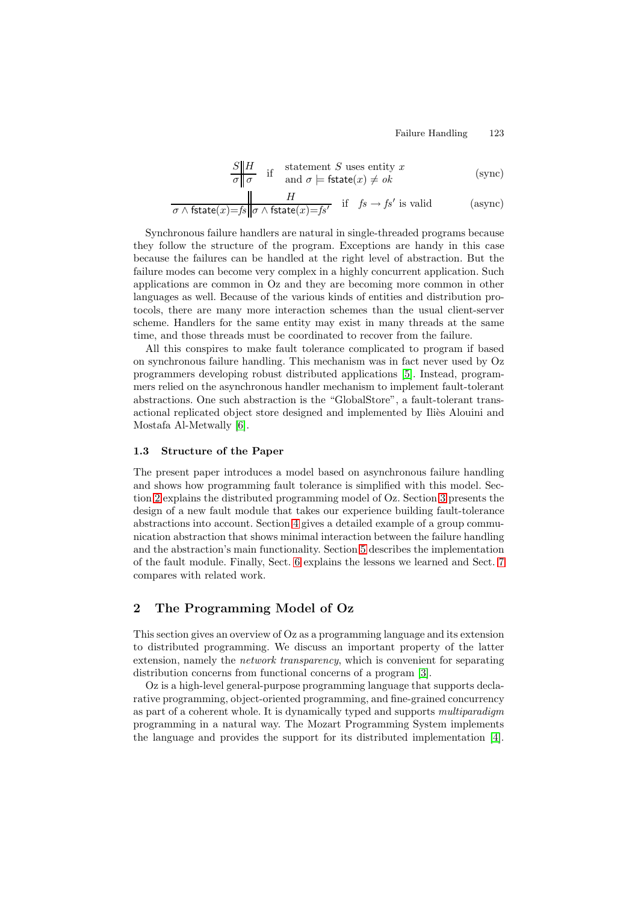$$\frac{S \,\|\, H}{\sigma \,\|\, \sigma} \quad \text{if} \quad \begin{array}{l} \text{statement } S \text{ uses entity } x \\ \text{and } \sigma \models \mathsf{fstate}(x) \neq ok \end{array} \tag{sync}$$

$$\frac{\quad \Big\| \quad H}{\sigma \wedge \mathsf{fstate}(x){=}fs \,\Big\|\, \sigma \wedge \mathsf{fstate}(x){=}fs'} \quad \text{if} \quad fs \rightarrow fs' \text{ is valid} \tag{async}$$

Synchronous failure handlers are natural in single-threaded programs because they follow the structure of the program. Exceptions are handy in this case because the failures can be handled at the right level of abstraction. But the failure modes can become very complex in a highly concurrent application. Such applications are common in Oz and they are becoming more common in other languages as well. Because of the various kinds of entities and distribution protocols, there are many more interaction schemes than the usual client-server scheme. Handlers for the same entity may exist in many threads at the same time, and those threads must be coordinated to recover from the failure.

All this conspires to make fault tolerance complicated to program if based on synchronous failure handling. This mechanism was in fact never used by Oz programmers developing robust distributed applications [5]. Instead, programmers relied on the asynchronous handler mechanism to implement fault-tolerant abstractions. One such abstraction is the "GlobalStore", a fault-tolerant transactional replicated object store designed and implemented by Iliès Alouini and Mostafa Al-Metwally [6].

### 1.3 Structure of the Paper

The present paper introduces a model based on asynchronous failure handling and shows how programming fault tolerance is simplified with this model. Section 2 explains the distributed programming model of Oz. Section 3 presents the design of a new fault module that takes our experience building fault-tolerance abstractions into account. Section 4 gives a detailed example of a group communication abstraction that shows minimal interaction between the failure handling and the abstraction's main functionality. Section 5 describes the implementation of the fault module. Finally, Sect. 6 explains the lessons we learned and Sect. 7 compares with related work.

## 2 The Programming Model of Oz

This section gives an overview of Oz as a programming language and its extension to distributed programming. We discuss an important property of the latter extension, namely the *network transparency*, which is convenient for separating distribution concerns from functional concerns of a program [3].

Oz is a high-level general-purpose programming language that supports declarative programming, object-oriented programming, and fine-grained concurrency as part of a coherent whole. It is dynamically typed and supports *multiparadigm* programming in a natural way. The Mozart Programming System implements the language and provides the support for its distributed implementation [4].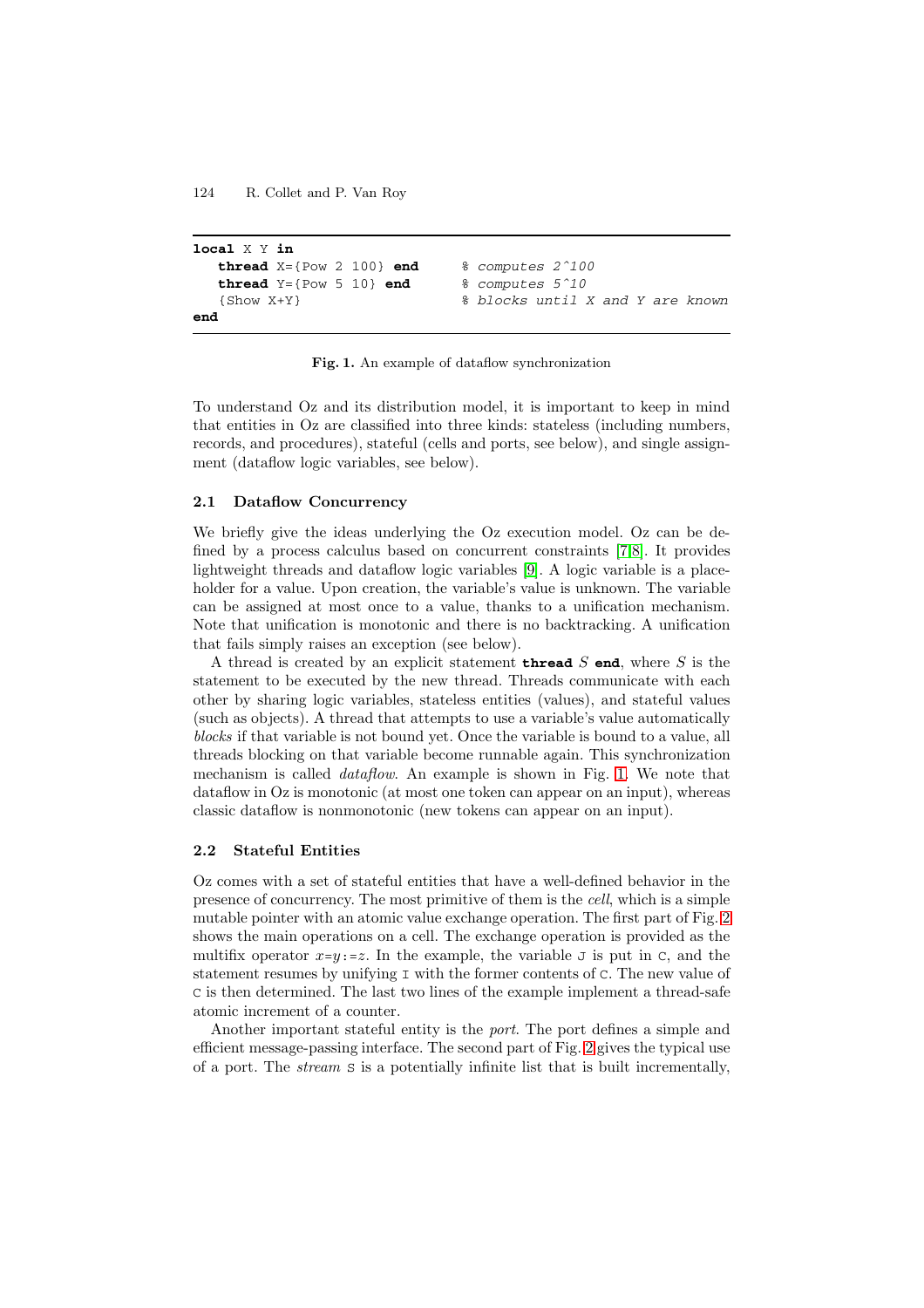```
local X Y in
   thread X={Pow 2 100} end      % computes 2^100
   thread Y={Pow 5 10} end       % computes 5^10
   {Show X+Y}                    % blocks until X and Y are known
end
```

**Fig. 1.** An example of dataflow synchronization

To understand Oz and its distribution model, it is important to keep in mind that entities in Oz are classified into three kinds: stateless (including numbers, records, and procedures), stateful (cells and ports, see below), and single assignment (dataflow logic variables, see below).

### 2.1 Dataflow Concurrency

We briefly give the ideas underlying the Oz execution model. Oz can be defined by a process calculus based on concurrent constraints [7,8]. It provides lightweight threads and dataflow logic variables [9]. A logic variable is a placeholder for a value. Upon creation, the variable's value is unknown. The variable can be assigned at most once to a value, thanks to a unification mechanism. Note that unification is monotonic and there is no backtracking. A unification that fails simply raises an exception (see below).

A thread is created by an explicit statement **thread** *S* **end**, where *S* is the statement to be executed by the new thread. Threads communicate with each other by sharing logic variables, stateless entities (values), and stateful values (such as objects). A thread that attempts to use a variable's value automatically *blocks* if that variable is not bound yet. Once the variable is bound to a value, all threads blocking on that variable become runnable again. This synchronization mechanism is called *dataflow*. An example is shown in Fig. 1. We note that dataflow in Oz is monotonic (at most one token can appear on an input), whereas classic dataflow is nonmonotonic (new tokens can appear on an input).

### 2.2 Stateful Entities

Oz comes with a set of stateful entities that have a well-defined behavior in the presence of concurrency. The most primitive of them is the *cell*, which is a simple mutable pointer with an atomic value exchange operation. The first part of Fig. 2 shows the main operations on a cell. The exchange operation is provided as the multifix operator *x*=*y*:=*z*. In the example, the variable `J` is put in `C`, and the statement resumes by unifying `I` with the former contents of `C`. The new value of `C` is then determined. The last two lines of the example implement a thread-safe atomic increment of a counter.

Another important stateful entity is the *port*. The port defines a simple and efficient message-passing interface. The second part of Fig. 2 gives the typical use of a port. The *stream* `S` is a potentially infinite list that is built incrementally,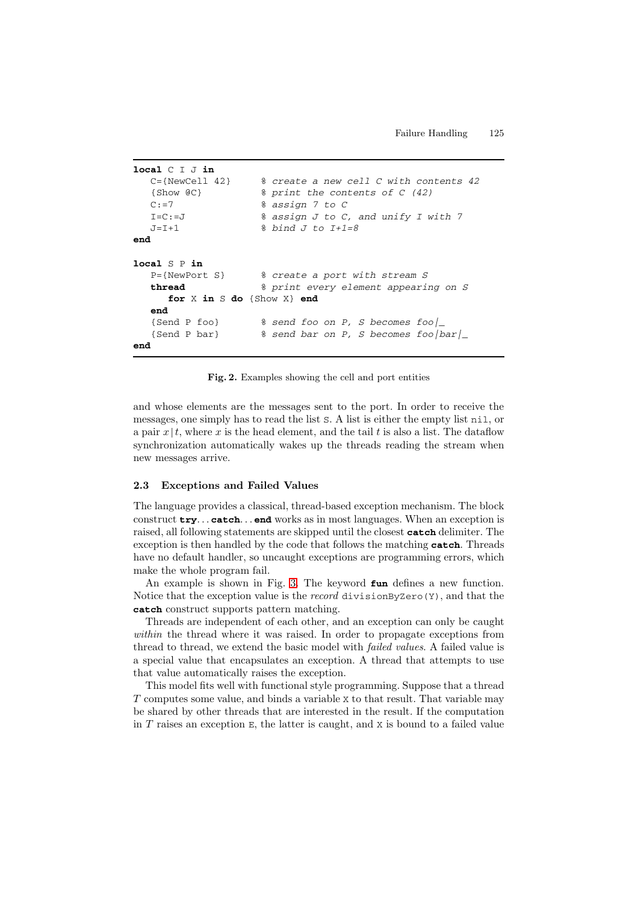```
local C I J in
   C={NewCell 42}     % create a new cell C with contents 42
   {Show @C}          % print the contents of C (42)
   C:=7               % assign 7 to C
   I=C:=J             % assign J to C, and unify I with 7
   J=I+1              % bind J to I+1=8
end

local S P in
   P={NewPort S}      % create a port with stream S
   thread             % print every element appearing on S
      for X in S do {Show X} end
   end
   {Send P foo}       % send foo on P, S becomes foo|_
   {Send P bar}       % send bar on P, S becomes foo|bar|_
end
```

**Fig. 2.** Examples showing the cell and port entities

and whose elements are the messages sent to the port. In order to receive the messages, one simply has to read the list `S`. A list is either the empty list `nil`, or a pair $x|t$, where $x$ is the head element, and the tail $t$ is also a list. The dataflow synchronization automatically wakes up the threads reading the stream when new messages arrive.

### 2.3 Exceptions and Failed Values

The language provides a classical, thread-based exception mechanism. The block construct **try**... **catch**... **end** works as in most languages. When an exception is raised, all following statements are skipped until the closest **catch** delimiter. The exception is then handled by the code that follows the matching **catch**. Threads have no default handler, so uncaught exceptions are programming errors, which make the whole program fail.

An example is shown in Fig. 3. The keyword **fun** defines a new function. Notice that the exception value is the *record* `divisionByZero(Y)`, and that the **catch** construct supports pattern matching.

Threads are independent of each other, and an exception can only be caught *within* the thread where it was raised. In order to propagate exceptions from thread to thread, we extend the basic model with *failed values*. A failed value is a special value that encapsulates an exception. A thread that attempts to use that value automatically raises the exception.

This model fits well with functional style programming. Suppose that a thread $T$ computes some value, and binds a variable `X` to that result. That variable may be shared by other threads that are interested in the result. If the computation in $T$ raises an exception `E`, the latter is caught, and `X` is bound to a failed value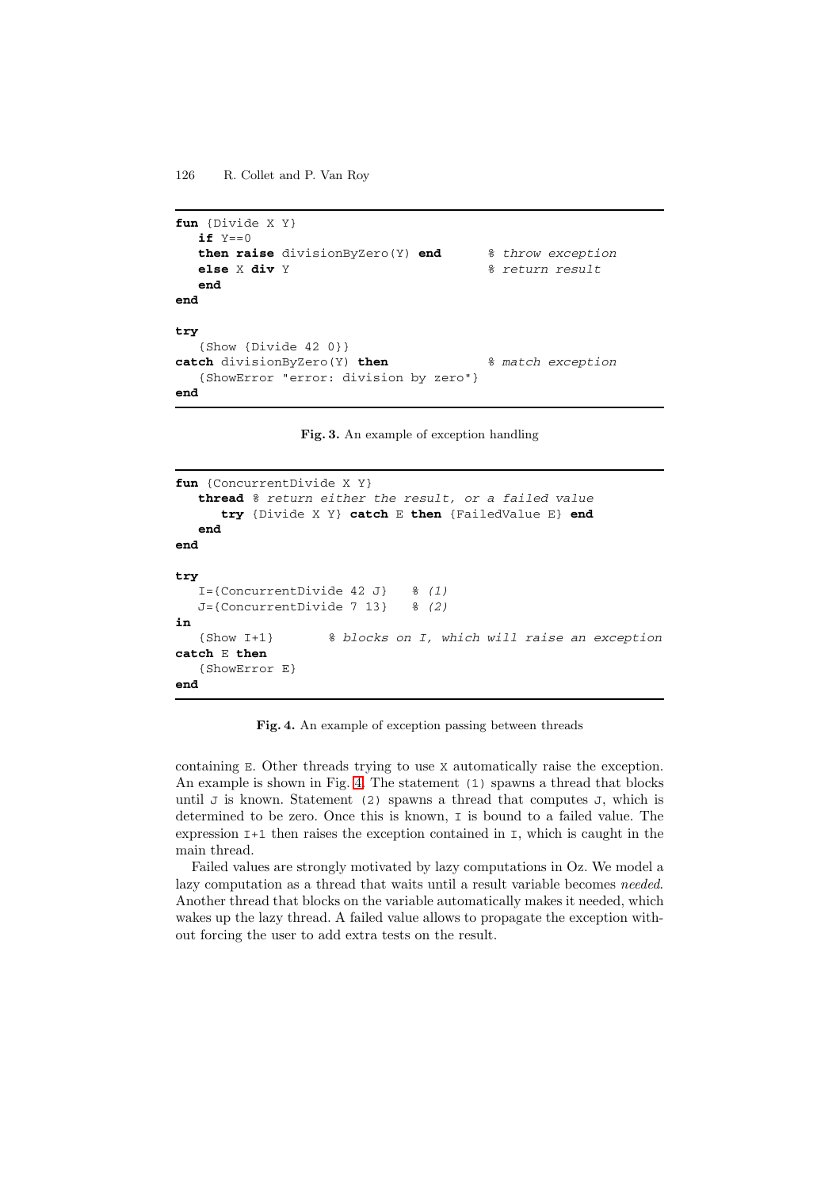```
fun {Divide X Y}
   if Y==0
   then raise divisionByZero(Y) end      % throw exception
   else X div Y                          % return result
   end
end

try
   {Show {Divide 42 0}}
catch divisionByZero(Y) then             % match exception
   {ShowError "error: division by zero"}
end
```

**Fig. 3.** An example of exception handling

```
fun {ConcurrentDivide X Y}
   thread % return either the result, or a failed value
      try {Divide X Y} catch E then {FailedValue E} end
   end
end

try
   I={ConcurrentDivide 42 J}    % (1)
   J={ConcurrentDivide 7 13}    % (2)
in
   {Show I+1}        % blocks on I, which will raise an exception
catch E then
   {ShowError E}
end
```

**Fig. 4.** An example of exception passing between threads

containing `E`. Other threads trying to use `X` automatically raise the exception. An example is shown in Fig. 4. The statement `(1)` spawns a thread that blocks until `J` is known. Statement `(2)` spawns a thread that computes `J`, which is determined to be zero. Once this is known, `I` is bound to a failed value. The expression `I+1` then raises the exception contained in `I`, which is caught in the main thread.

Failed values are strongly motivated by lazy computations in Oz. We model a lazy computation as a thread that waits until a result variable becomes *needed*. Another thread that blocks on the variable automatically makes it needed, which wakes up the lazy thread. A failed value allows to propagate the exception without forcing the user to add extra tests on the result.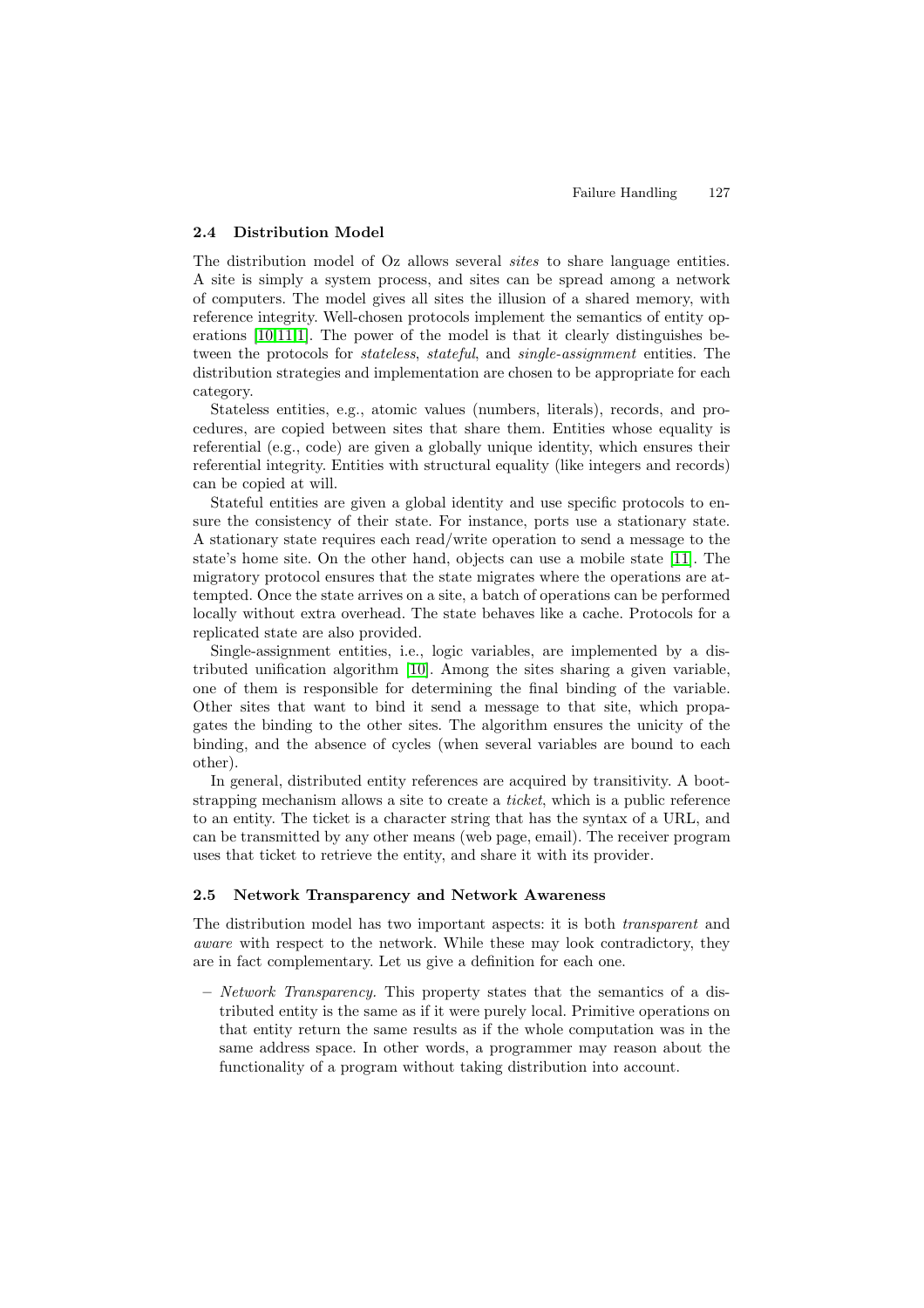### 2.4 Distribution Model

The distribution model of Oz allows several *sites* to share language entities. A site is simply a system process, and sites can be spread among a network of computers. The model gives all sites the illusion of a shared memory, with reference integrity. Well-chosen protocols implement the semantics of entity operations [10,11,1]. The power of the model is that it clearly distinguishes between the protocols for *stateless*, *stateful*, and *single-assignment* entities. The distribution strategies and implementation are chosen to be appropriate for each category.

Stateless entities, e.g., atomic values (numbers, literals), records, and procedures, are copied between sites that share them. Entities whose equality is referential (e.g., code) are given a globally unique identity, which ensures their referential integrity. Entities with structural equality (like integers and records) can be copied at will.

Stateful entities are given a global identity and use specific protocols to ensure the consistency of their state. For instance, ports use a stationary state. A stationary state requires each read/write operation to send a message to the state's home site. On the other hand, objects can use a mobile state [11]. The migratory protocol ensures that the state migrates where the operations are attempted. Once the state arrives on a site, a batch of operations can be performed locally without extra overhead. The state behaves like a cache. Protocols for a replicated state are also provided.

Single-assignment entities, i.e., logic variables, are implemented by a distributed unification algorithm [10]. Among the sites sharing a given variable, one of them is responsible for determining the final binding of the variable. Other sites that want to bind it send a message to that site, which propagates the binding to the other sites. The algorithm ensures the unicity of the binding, and the absence of cycles (when several variables are bound to each other).

In general, distributed entity references are acquired by transitivity. A bootstrapping mechanism allows a site to create a *ticket*, which is a public reference to an entity. The ticket is a character string that has the syntax of a URL, and can be transmitted by any other means (web page, email). The receiver program uses that ticket to retrieve the entity, and share it with its provider.

### 2.5 Network Transparency and Network Awareness

The distribution model has two important aspects: it is both *transparent* and *aware* with respect to the network. While these may look contradictory, they are in fact complementary. Let us give a definition for each one.

- *Network Transparency.* This property states that the semantics of a distributed entity is the same as if it were purely local. Primitive operations on that entity return the same results as if the whole computation was in the same address space. In other words, a programmer may reason about the functionality of a program without taking distribution into account.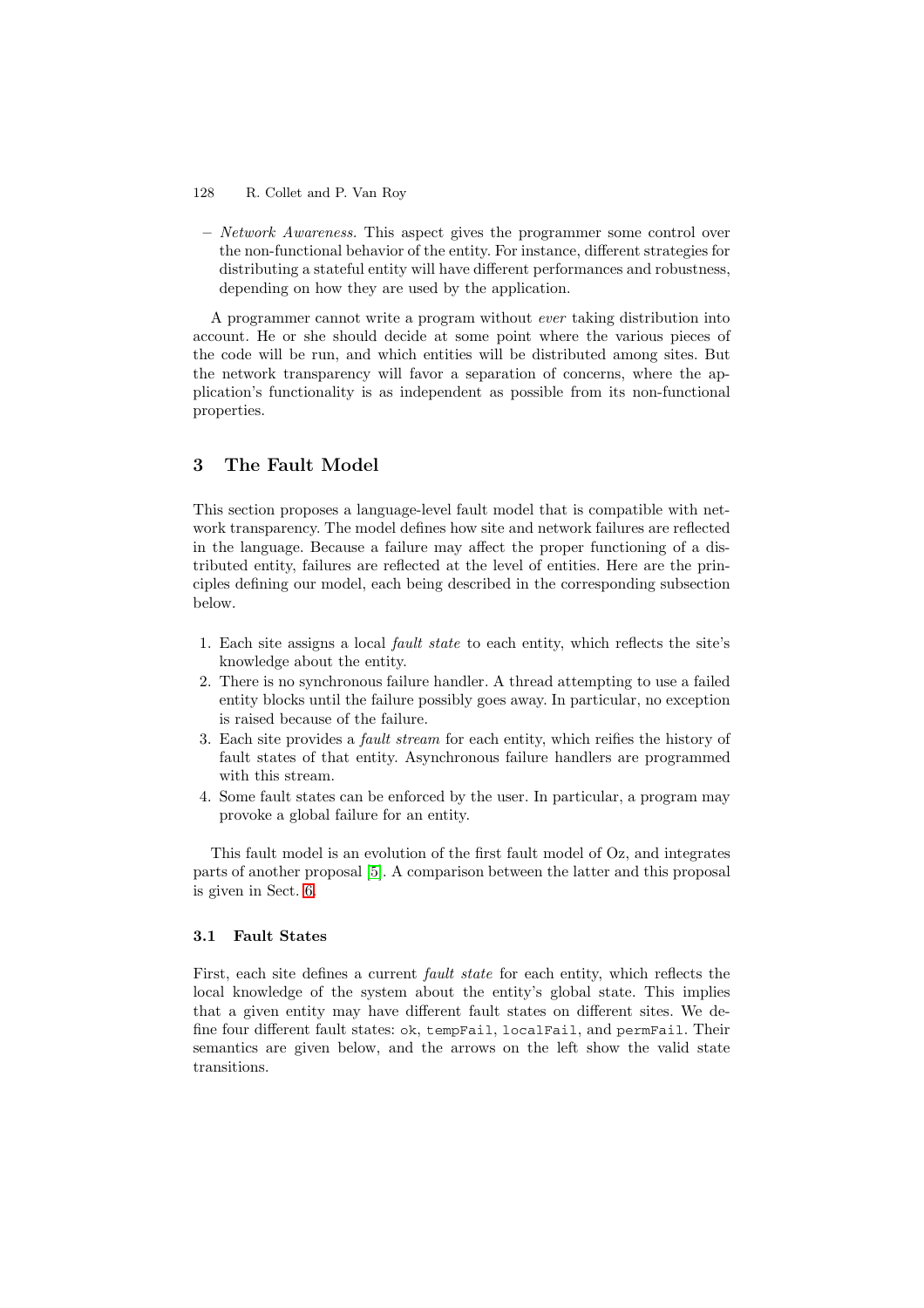– *Network Awareness.* This aspect gives the programmer some control over the non-functional behavior of the entity. For instance, different strategies for distributing a stateful entity will have different performances and robustness, depending on how they are used by the application.

A programmer cannot write a program without *ever* taking distribution into account. He or she should decide at some point where the various pieces of the code will be run, and which entities will be distributed among sites. But the network transparency will favor a separation of concerns, where the application's functionality is as independent as possible from its non-functional properties.

## 3 The Fault Model

This section proposes a language-level fault model that is compatible with network transparency. The model defines how site and network failures are reflected in the language. Because a failure may affect the proper functioning of a distributed entity, failures are reflected at the level of entities. Here are the principles defining our model, each being described in the corresponding subsection below.

1. Each site assigns a local *fault state* to each entity, which reflects the site's knowledge about the entity.
2. There is no synchronous failure handler. A thread attempting to use a failed entity blocks until the failure possibly goes away. In particular, no exception is raised because of the failure.
3. Each site provides a *fault stream* for each entity, which reifies the history of fault states of that entity. Asynchronous failure handlers are programmed with this stream.
4. Some fault states can be enforced by the user. In particular, a program may provoke a global failure for an entity.

This fault model is an evolution of the first fault model of Oz, and integrates parts of another proposal [5]. A comparison between the latter and this proposal is given in Sect. 6.

### 3.1 Fault States

First, each site defines a current *fault state* for each entity, which reflects the local knowledge of the system about the entity's global state. This implies that a given entity may have different fault states on different sites. We define four different fault states: `ok`, `tempFail`, `localFail`, and `permFail`. Their semantics are given below, and the arrows on the left show the valid state transitions.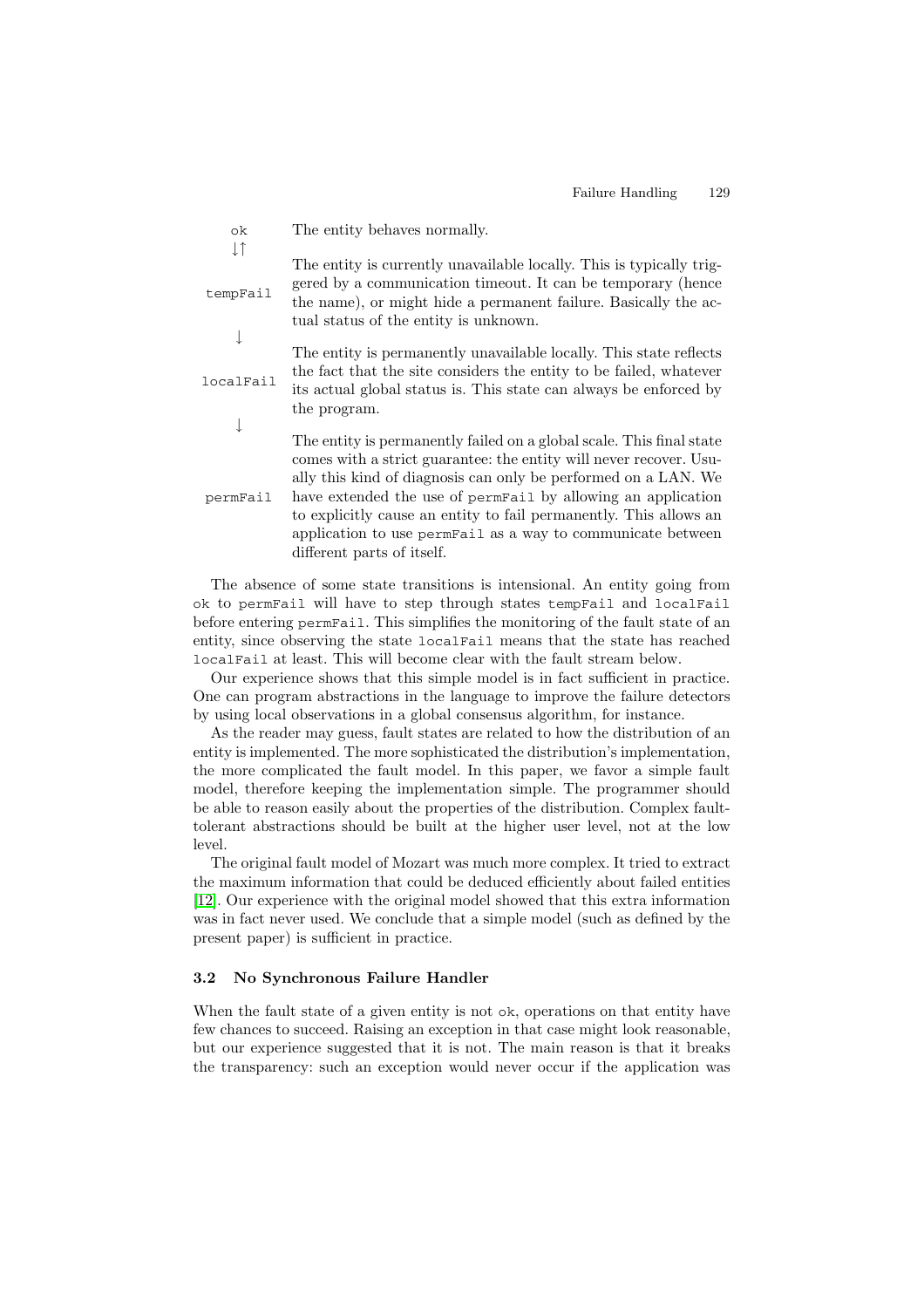| | |
|---|---|
| `ok` | The entity behaves normally. |
| ↓↑ | |
| `tempFail` | The entity is currently unavailable locally. This is typically triggered by a communication timeout. It can be temporary (hence the name), or might hide a permanent failure. Basically the actual status of the entity is unknown. |
| ↓ | |
| `localFail` | The entity is permanently unavailable locally. This state reflects the fact that the site considers the entity to be failed, whatever its actual global status is. This state can always be enforced by the program. |
| ↓ | |
| `permFail` | The entity is permanently failed on a global scale. This final state comes with a strict guarantee: the entity will never recover. Usually this kind of diagnosis can only be performed on a LAN. We have extended the use of `permFail` by allowing an application to explicitly cause an entity to fail permanently. This allows an application to use `permFail` as a way to communicate between different parts of itself. |

The absence of some state transitions is intensional. An entity going from `ok` to `permFail` will have to step through states `tempFail` and `localFail` before entering `permFail`. This simplifies the monitoring of the fault state of an entity, since observing the state `localFail` means that the state has reached `localFail` at least. This will become clear with the fault stream below.

Our experience shows that this simple model is in fact sufficient in practice. One can program abstractions in the language to improve the failure detectors by using local observations in a global consensus algorithm, for instance.

As the reader may guess, fault states are related to how the distribution of an entity is implemented. The more sophisticated the distribution's implementation, the more complicated the fault model. In this paper, we favor a simple fault model, therefore keeping the implementation simple. The programmer should be able to reason easily about the properties of the distribution. Complex fault-tolerant abstractions should be built at the higher user level, not at the low level.

The original fault model of Mozart was much more complex. It tried to extract the maximum information that could be deduced efficiently about failed entities [12]. Our experience with the original model showed that this extra information was in fact never used. We conclude that a simple model (such as defined by the present paper) is sufficient in practice.

### 3.2 No Synchronous Failure Handler

When the fault state of a given entity is not `ok`, operations on that entity have few chances to succeed. Raising an exception in that case might look reasonable, but our experience suggested that it is not. The main reason is that it breaks the transparency: such an exception would never occur if the application was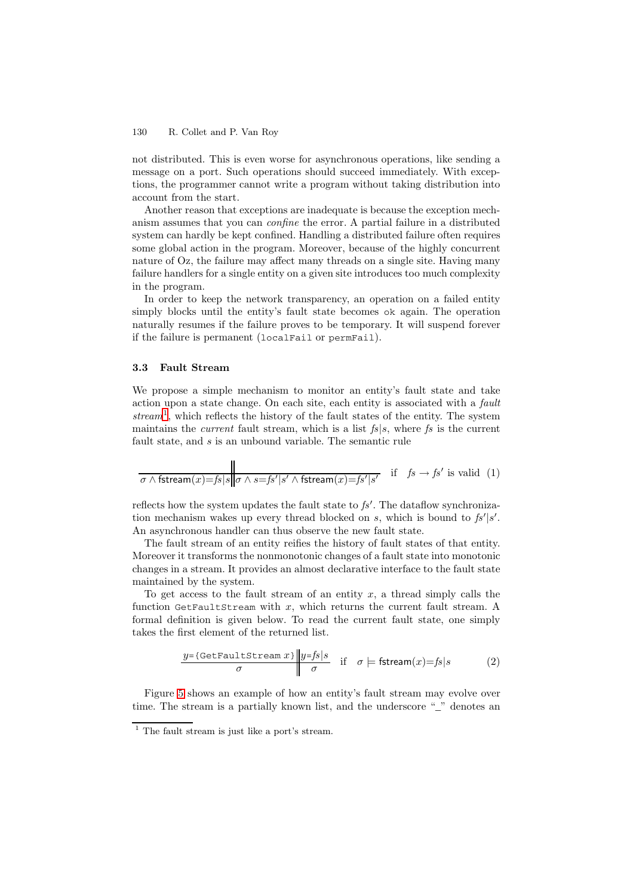not distributed. This is even worse for asynchronous operations, like sending a message on a port. Such operations should succeed immediately. With exceptions, the programmer cannot write a program without taking distribution into account from the start.

Another reason that exceptions are inadequate is because the exception mechanism assumes that you can *confine* the error. A partial failure in a distributed system can hardly be kept confined. Handling a distributed failure often requires some global action in the program. Moreover, because of the highly concurrent nature of Oz, the failure may affect many threads on a single site. Having many failure handlers for a single entity on a given site introduces too much complexity in the program.

In order to keep the network transparency, an operation on a failed entity simply blocks until the entity's fault state becomes `ok` again. The operation naturally resumes if the failure proves to be temporary. It will suspend forever if the failure is permanent (`localFail` or `permFail`).

### 3.3 Fault Stream

We propose a simple mechanism to monitor an entity's fault state and take action upon a state change. On each site, each entity is associated with a *fault stream*[1], which reflects the history of the fault states of the entity. The system maintains the *current* fault stream, which is a list $fs|s$, where $fs$ is the current fault state, and $s$ is an unbound variable. The semantic rule

$$\frac{}{\sigma \wedge \mathsf{fstream}(x){=}fs|s} \Bigg\| \frac{}{\sigma \wedge s{=}fs'|s' \wedge \mathsf{fstream}(x){=}fs'|s'} \quad \text{if} \quad fs \rightarrow fs' \text{ is valid} \quad (1)$$

reflects how the system updates the fault state to $fs'$. The dataflow synchronization mechanism wakes up every thread blocked on $s$, which is bound to $fs'|s'$. An asynchronous handler can thus observe the new fault state.

The fault stream of an entity reifies the history of fault states of that entity. Moreover it transforms the nonmonotonic changes of a fault state into monotonic changes in a stream. It provides an almost declarative interface to the fault state maintained by the system.

To get access to the fault stream of an entity $x$, a thread simply calls the function `GetFaultStream` with $x$, which returns the current fault stream. A formal definition is given below. To read the current fault state, one simply takes the first element of the returned list.

$$\frac{y\texttt{=\{GetFaultStream }x\texttt{\}}}{\sigma} \Bigg\| \frac{y{=}fs|s}{\sigma} \quad \text{if} \quad \sigma \models \mathsf{fstream}(x){=}fs|s \quad (2)$$

Figure 5 shows an example of how an entity's fault stream may evolve over time. The stream is a partially known list, and the underscore "_" denotes an

[1] The fault stream is just like a port's stream.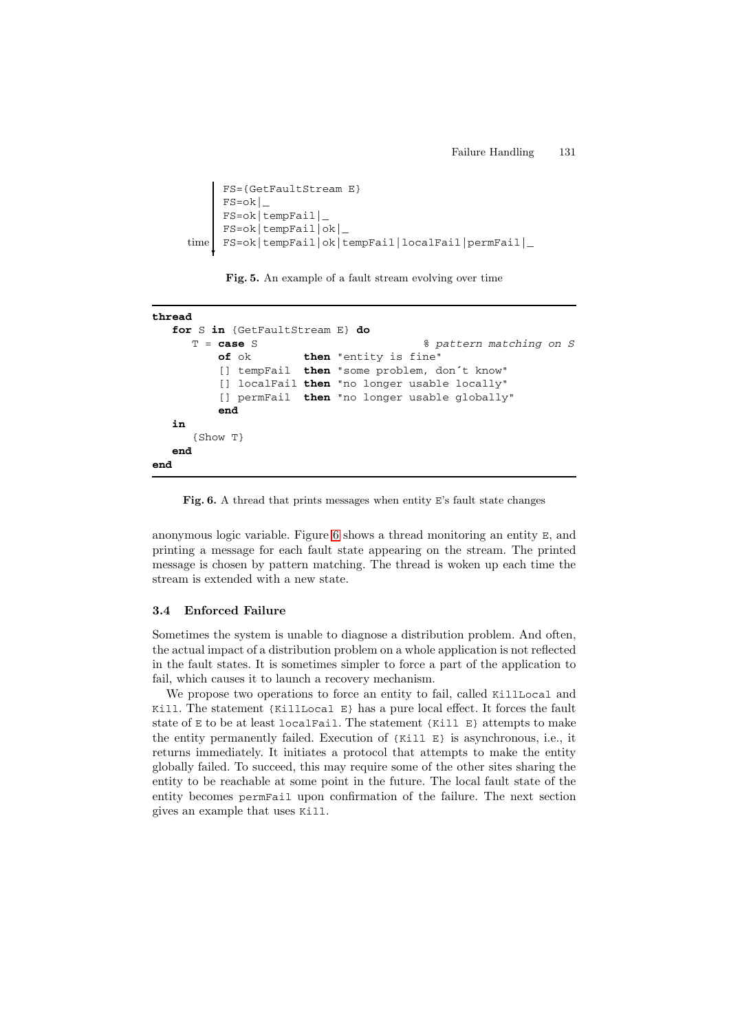```
FS={GetFaultStream E}
FS=ok|_
FS=ok|tempFail|_
FS=ok|tempFail|ok|_
FS=ok|tempFail|ok|tempFail|localFail|permFail|_
```
(time ↓)

**Fig. 5.** An example of a fault stream evolving over time

```
thread
   for S in {GetFaultStream E} do
      T = case S                             % pattern matching on S
          of ok        then "entity is fine"
          [] tempFail  then "some problem, don´t know"
          [] localFail then "no longer usable locally"
          [] permFail  then "no longer usable globally"
          end
   in
      {Show T}
   end
end
```

**Fig. 6.** A thread that prints messages when entity E's fault state changes

anonymous logic variable. Figure 6 shows a thread monitoring an entity E, and printing a message for each fault state appearing on the stream. The printed message is chosen by pattern matching. The thread is woken up each time the stream is extended with a new state.

### 3.4 Enforced Failure

Sometimes the system is unable to diagnose a distribution problem. And often, the actual impact of a distribution problem on a whole application is not reflected in the fault states. It is sometimes simpler to force a part of the application to fail, which causes it to launch a recovery mechanism.

We propose two operations to force an entity to fail, called `KillLocal` and `Kill`. The statement `{KillLocal E}` has a pure local effect. It forces the fault state of `E` to be at least `localFail`. The statement `{Kill E}` attempts to make the entity permanently failed. Execution of `{Kill E}` is asynchronous, i.e., it returns immediately. It initiates a protocol that attempts to make the entity globally failed. To succeed, this may require some of the other sites sharing the entity to be reachable at some point in the future. The local fault state of the entity becomes `permFail` upon confirmation of the failure. The next section gives an example that uses `Kill`.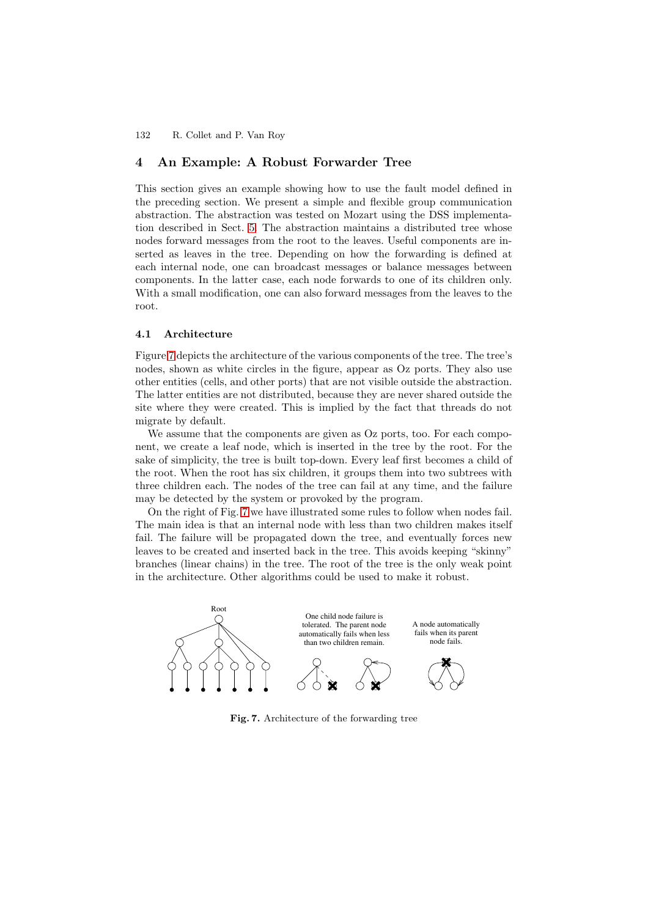## 4 An Example: A Robust Forwarder Tree

This section gives an example showing how to use the fault model defined in the preceding section. We present a simple and flexible group communication abstraction. The abstraction was tested on Mozart using the DSS implementation described in Sect. 5. The abstraction maintains a distributed tree whose nodes forward messages from the root to the leaves. Useful components are inserted as leaves in the tree. Depending on how the forwarding is defined at each internal node, one can broadcast messages or balance messages between components. In the latter case, each node forwards to one of its children only. With a small modification, one can also forward messages from the leaves to the root.

### 4.1 Architecture

Figure 7 depicts the architecture of the various components of the tree. The tree's nodes, shown as white circles in the figure, appear as Oz ports. They also use other entities (cells, and other ports) that are not visible outside the abstraction. The latter entities are not distributed, because they are never shared outside the site where they were created. This is implied by the fact that threads do not migrate by default.

We assume that the components are given as Oz ports, too. For each component, we create a leaf node, which is inserted in the tree by the root. For the sake of simplicity, the tree is built top-down. Every leaf first becomes a child of the root. When the root has six children, it groups them into two subtrees with three children each. The nodes of the tree can fail at any time, and the failure may be detected by the system or provoked by the program.

On the right of Fig. 7 we have illustrated some rules to follow when nodes fail. The main idea is that an internal node with less than two children makes itself fail. The failure will be propagated down the tree, and eventually forces new leaves to be created and inserted back in the tree. This avoids keeping "skinny" branches (linear chains) in the tree. The root of the tree is the only weak point in the architecture. Other algorithms could be used to make it robust.

Root

One child node failure is tolerated. The parent node automatically fails when less than two children remain.

A node automatically fails when its parent node fails.

**Fig. 7.** Architecture of the forwarding tree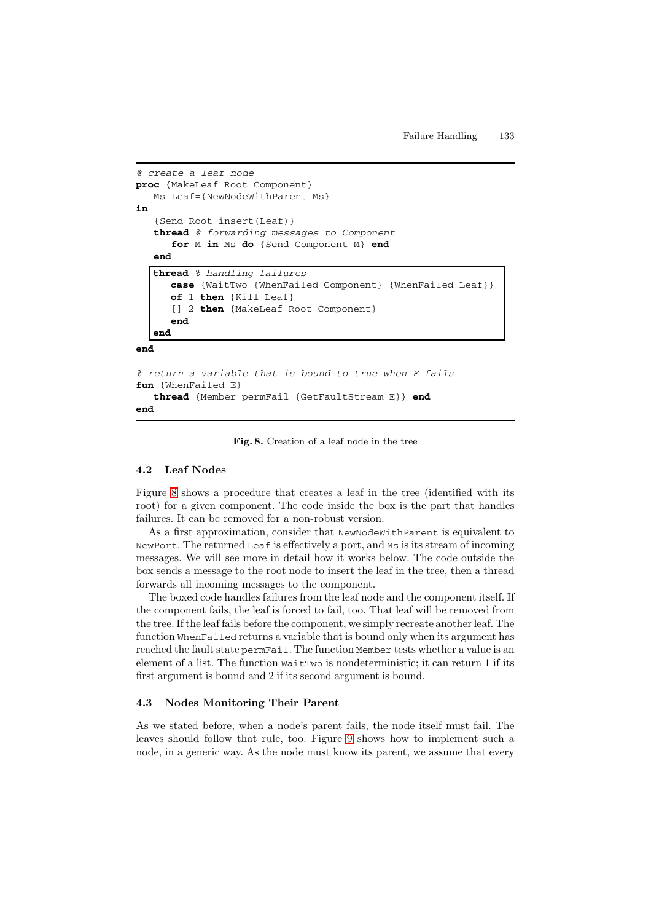```
% create a leaf node
proc {MakeLeaf Root Component}
   Ms Leaf={NewNodeWithParent Ms}
in
   {Send Root insert(Leaf)}
   thread % forwarding messages to Component
      for M in Ms do {Send Component M} end
   end
   thread % handling failures
      case {WaitTwo {WhenFailed Component} {WhenFailed Leaf}}
      of 1 then {Kill Leaf}
      [] 2 then {MakeLeaf Root Component}
      end
   end
end

% return a variable that is bound to true when E fails
fun {WhenFailed E}
   thread {Member permFail {GetFaultStream E}} end
end
```

**Fig. 8.** Creation of a leaf node in the tree

### 4.2 Leaf Nodes

Figure 8 shows a procedure that creates a leaf in the tree (identified with its root) for a given component. The code inside the box is the part that handles failures. It can be removed for a non-robust version.

As a first approximation, consider that `NewNodeWithParent` is equivalent to `NewPort`. The returned `Leaf` is effectively a port, and `Ms` is its stream of incoming messages. We will see more in detail how it works below. The code outside the box sends a message to the root node to insert the leaf in the tree, then a thread forwards all incoming messages to the component.

The boxed code handles failures from the leaf node and the component itself. If the component fails, the leaf is forced to fail, too. That leaf will be removed from the tree. If the leaf fails before the component, we simply recreate another leaf. The function `WhenFailed` returns a variable that is bound only when its argument has reached the fault state `permFail`. The function `Member` tests whether a value is an element of a list. The function `WaitTwo` is nondeterministic; it can return 1 if its first argument is bound and 2 if its second argument is bound.

### 4.3 Nodes Monitoring Their Parent

As we stated before, when a node's parent fails, the node itself must fail. The leaves should follow that rule, too. Figure 9 shows how to implement such a node, in a generic way. As the node must know its parent, we assume that every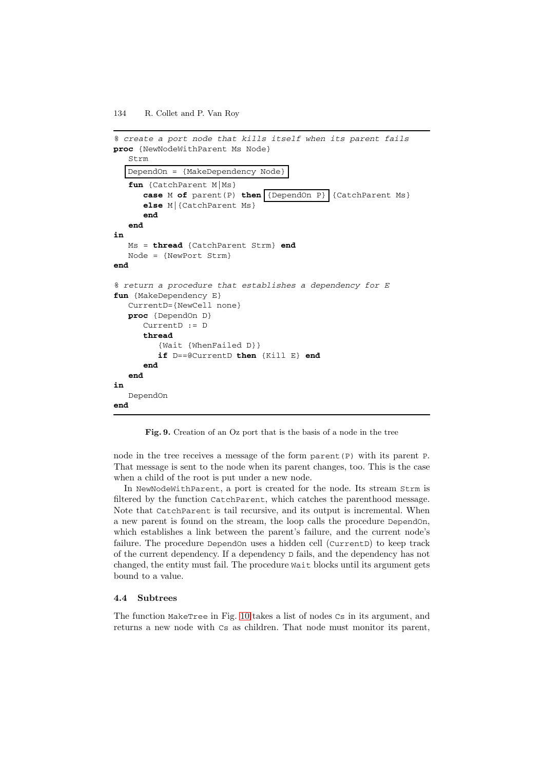```
% create a port node that kills itself when its parent fails
proc {NewNodeWithParent Ms Node}
   Strm
   DependOn = {MakeDependency Node}
   fun {CatchParent M|Ms}
      case M of parent(P) then {DependOn P} {CatchParent Ms}
      else M|{CatchParent Ms}
      end
   end
in
   Ms = thread {CatchParent Strm} end
   Node = {NewPort Strm}
end

% return a procedure that establishes a dependency for E
fun {MakeDependency E}
   CurrentD={NewCell none}
   proc {DependOn D}
      CurrentD := D
      thread
         {Wait {WhenFailed D}}
         if D==@CurrentD then {Kill E} end
      end
   end
in
   DependOn
end
```

**Fig. 9.** Creation of an Oz port that is the basis of a node in the tree

node in the tree receives a message of the form `parent(P)` with its parent `P`. That message is sent to the node when its parent changes, too. This is the case when a child of the root is put under a new node.

In `NewNodeWithParent`, a port is created for the node. Its stream `Strm` is filtered by the function `CatchParent`, which catches the parenthood message. Note that `CatchParent` is tail recursive, and its output is incremental. When a new parent is found on the stream, the loop calls the procedure `DependOn`, which establishes a link between the parent's failure, and the current node's failure. The procedure `DependOn` uses a hidden cell (`CurrentD`) to keep track of the current dependency. If a dependency `D` fails, and the dependency has not changed, the entity must fail. The procedure `Wait` blocks until its argument gets bound to a value.

### 4.4 Subtrees

The function `MakeTree` in Fig. 10 takes a list of nodes `Cs` in its argument, and returns a new node with `Cs` as children. That node must monitor its parent,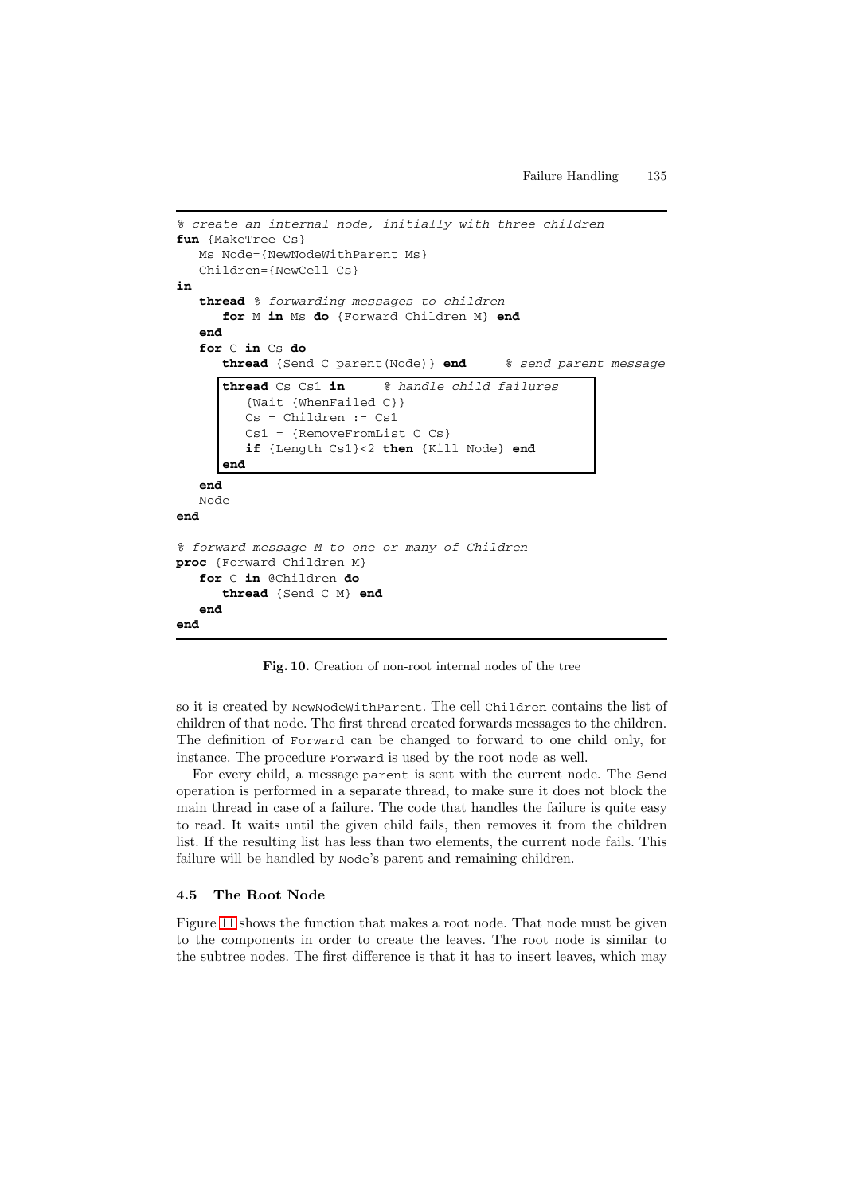```
% create an internal node, initially with three children
fun {MakeTree Cs}
   Ms Node={NewNodeWithParent Ms}
   Children={NewCell Cs}
in
   thread % forwarding messages to children
      for M in Ms do {Forward Children M} end
   end
   for C in Cs do
      thread {Send C parent(Node)} end     % send parent message
      thread Cs Cs1 in     % handle child failures
         {Wait {WhenFailed C}}
         Cs = Children := Cs1
         Cs1 = {RemoveFromList C Cs}
         if {Length Cs1}<2 then {Kill Node} end
      end
   end
   Node
end

% forward message M to one or many of Children
proc {Forward Children M}
   for C in @Children do
      thread {Send C M} end
   end
end
```

**Fig. 10.** Creation of non-root internal nodes of the tree

so it is created by `NewNodeWithParent`. The cell `Children` contains the list of children of that node. The first thread created forwards messages to the children. The definition of `Forward` can be changed to forward to one child only, for instance. The procedure `Forward` is used by the root node as well.

For every child, a message `parent` is sent with the current node. The `Send` operation is performed in a separate thread, to make sure it does not block the main thread in case of a failure. The code that handles the failure is quite easy to read. It waits until the given child fails, then removes it from the children list. If the resulting list has less than two elements, the current node fails. This failure will be handled by `Node`'s parent and remaining children.

### 4.5 The Root Node

Figure 11 shows the function that makes a root node. That node must be given to the components in order to create the leaves. The root node is similar to the subtree nodes. The first difference is that it has to insert leaves, which may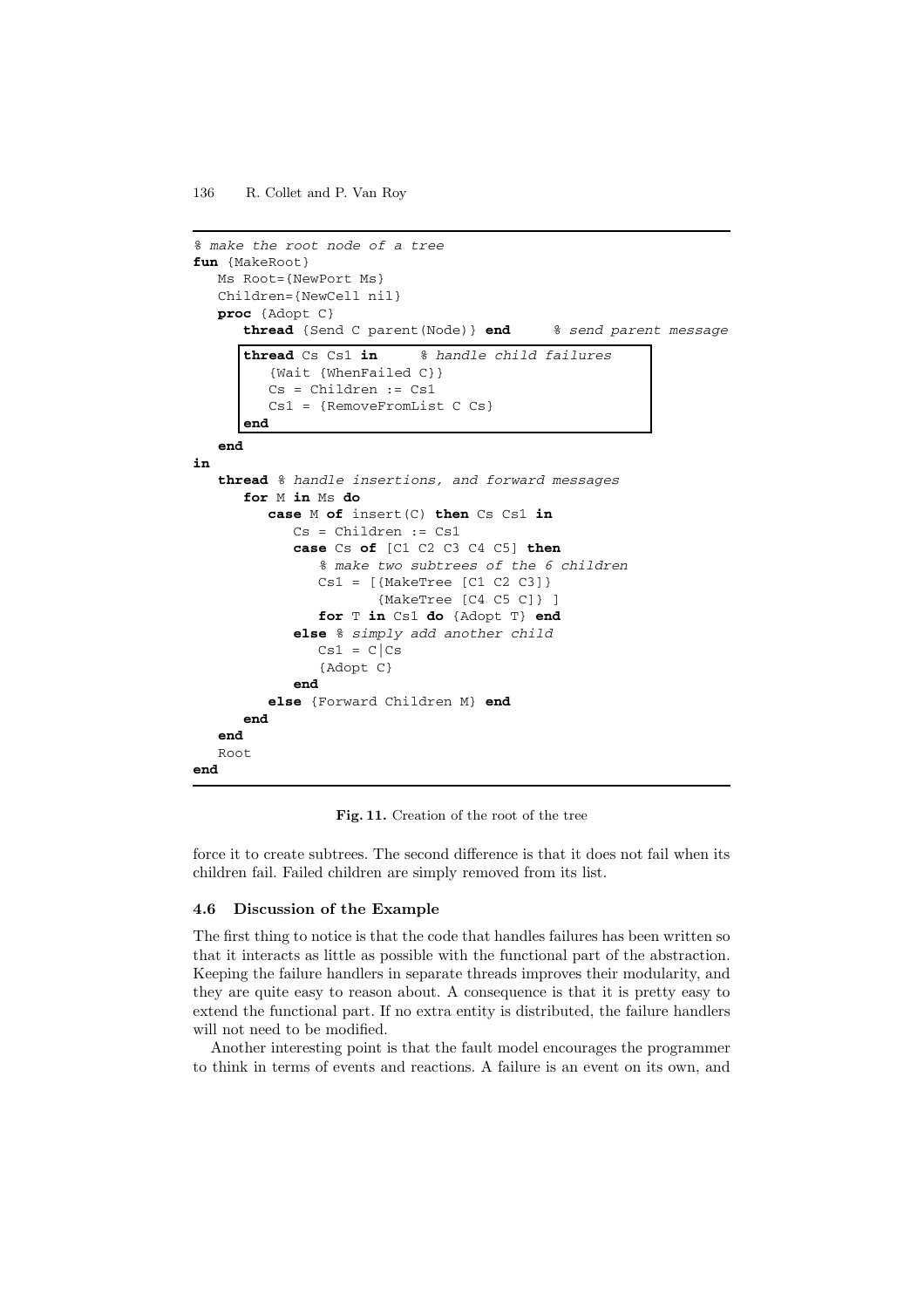```
% make the root node of a tree
fun {MakeRoot}
   Ms Root={NewPort Ms}
   Children={NewCell nil}
   proc {Adopt C}
      thread {Send C parent(Node)} end      % send parent message
      thread Cs Cs1 in      % handle child failures
         {Wait {WhenFailed C}}
         Cs = Children := Cs1
         Cs1 = {RemoveFromList C Cs}
      end
   end
in
   thread % handle insertions, and forward messages
      for M in Ms do
         case M of insert(C) then Cs Cs1 in
            Cs = Children := Cs1
            case Cs of [C1 C2 C3 C4 C5] then
               % make two subtrees of the 6 children
               Cs1 = [{MakeTree [C1 C2 C3]}
                      {MakeTree [C4 C5 C]} ]
               for T in Cs1 do {Adopt T} end
            else % simply add another child
               Cs1 = C|Cs
               {Adopt C}
            end
         else {Forward Children M} end
      end
   end
   Root
end
```

**Fig. 11.** Creation of the root of the tree

force it to create subtrees. The second difference is that it does not fail when its children fail. Failed children are simply removed from its list.

### 4.6 Discussion of the Example

The first thing to notice is that the code that handles failures has been written so that it interacts as little as possible with the functional part of the abstraction. Keeping the failure handlers in separate threads improves their modularity, and they are quite easy to reason about. A consequence is that it is pretty easy to extend the functional part. If no extra entity is distributed, the failure handlers will not need to be modified.

Another interesting point is that the fault model encourages the programmer to think in terms of events and reactions. A failure is an event on its own, and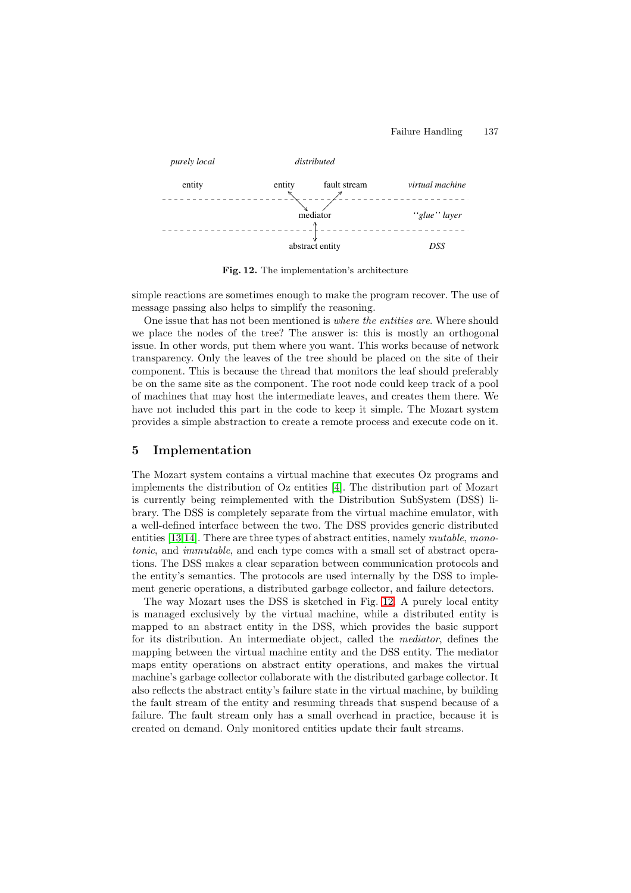Fig. 12. The implementation's architecture

simple reactions are sometimes enough to make the program recover. The use of message passing also helps to simplify the reasoning.

One issue that has not been mentioned is *where the entities are*. Where should we place the nodes of the tree? The answer is: this is mostly an orthogonal issue. In other words, put them where you want. This works because of network transparency. Only the leaves of the tree should be placed on the site of their component. This is because the thread that monitors the leaf should preferably be on the same site as the component. The root node could keep track of a pool of machines that may host the intermediate leaves, and creates them there. We have not included this part in the code to keep it simple. The Mozart system provides a simple abstraction to create a remote process and execute code on it.

## 5 Implementation

The Mozart system contains a virtual machine that executes Oz programs and implements the distribution of Oz entities [4]. The distribution part of Mozart is currently being reimplemented with the Distribution SubSystem (DSS) library. The DSS is completely separate from the virtual machine emulator, with a well-defined interface between the two. The DSS provides generic distributed entities [13,14]. There are three types of abstract entities, namely *mutable*, *monotonic*, and *immutable*, and each type comes with a small set of abstract operations. The DSS makes a clear separation between communication protocols and the entity's semantics. The protocols are used internally by the DSS to implement generic operations, a distributed garbage collector, and failure detectors.

The way Mozart uses the DSS is sketched in Fig. 12. A purely local entity is managed exclusively by the virtual machine, while a distributed entity is mapped to an abstract entity in the DSS, which provides the basic support for its distribution. An intermediate object, called the *mediator*, defines the mapping between the virtual machine entity and the DSS entity. The mediator maps entity operations on abstract entity operations, and makes the virtual machine's garbage collector collaborate with the distributed garbage collector. It also reflects the abstract entity's failure state in the virtual machine, by building the fault stream of the entity and resuming threads that suspend because of a failure. The fault stream only has a small overhead in practice, because it is created on demand. Only monitored entities update their fault streams.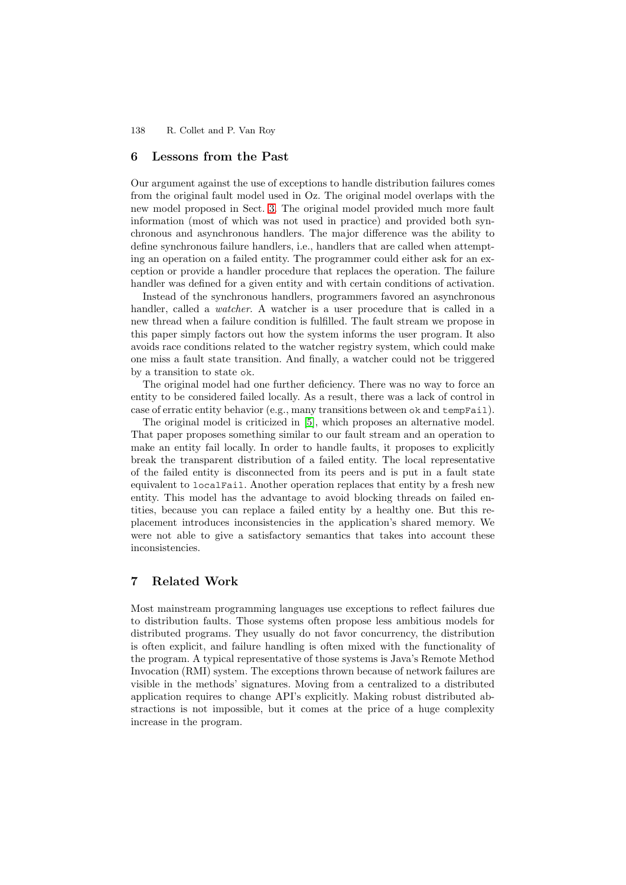## 6 Lessons from the Past

Our argument against the use of exceptions to handle distribution failures comes from the original fault model used in Oz. The original model overlaps with the new model proposed in Sect. 3. The original model provided much more fault information (most of which was not used in practice) and provided both synchronous and asynchronous handlers. The major difference was the ability to define synchronous failure handlers, i.e., handlers that are called when attempting an operation on a failed entity. The programmer could either ask for an exception or provide a handler procedure that replaces the operation. The failure handler was defined for a given entity and with certain conditions of activation.

Instead of the synchronous handlers, programmers favored an asynchronous handler, called a *watcher*. A watcher is a user procedure that is called in a new thread when a failure condition is fulfilled. The fault stream we propose in this paper simply factors out how the system informs the user program. It also avoids race conditions related to the watcher registry system, which could make one miss a fault state transition. And finally, a watcher could not be triggered by a transition to state `ok`.

The original model had one further deficiency. There was no way to force an entity to be considered failed locally. As a result, there was a lack of control in case of erratic entity behavior (e.g., many transitions between `ok` and `tempFail`).

The original model is criticized in [5], which proposes an alternative model. That paper proposes something similar to our fault stream and an operation to make an entity fail locally. In order to handle faults, it proposes to explicitly break the transparent distribution of a failed entity. The local representative of the failed entity is disconnected from its peers and is put in a fault state equivalent to `localFail`. Another operation replaces that entity by a fresh new entity. This model has the advantage to avoid blocking threads on failed entities, because you can replace a failed entity by a healthy one. But this replacement introduces inconsistencies in the application's shared memory. We were not able to give a satisfactory semantics that takes into account these inconsistencies.

## 7 Related Work

Most mainstream programming languages use exceptions to reflect failures due to distribution faults. Those systems often propose less ambitious models for distributed programs. They usually do not favor concurrency, the distribution is often explicit, and failure handling is often mixed with the functionality of the program. A typical representative of those systems is Java's Remote Method Invocation (RMI) system. The exceptions thrown because of network failures are visible in the methods' signatures. Moving from a centralized to a distributed application requires to change API's explicitly. Making robust distributed abstractions is not impossible, but it comes at the price of a huge complexity increase in the program.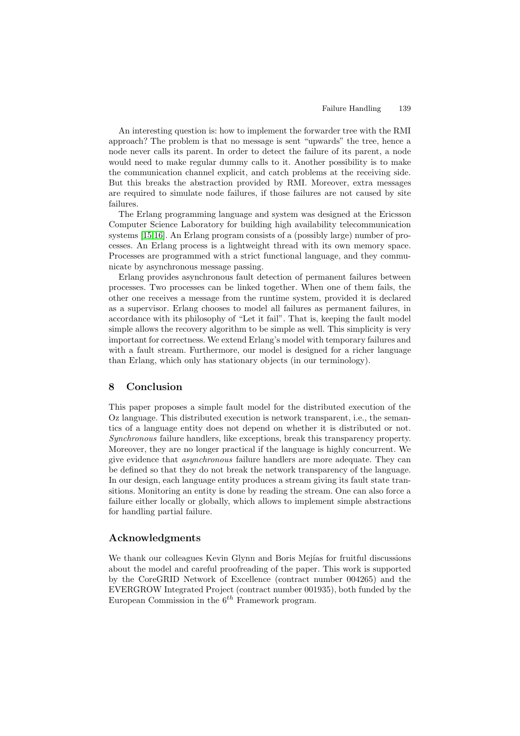An interesting question is: how to implement the forwarder tree with the RMI approach? The problem is that no message is sent "upwards" the tree, hence a node never calls its parent. In order to detect the failure of its parent, a node would need to make regular dummy calls to it. Another possibility is to make the communication channel explicit, and catch problems at the receiving side. But this breaks the abstraction provided by RMI. Moreover, extra messages are required to simulate node failures, if those failures are not caused by site failures.

The Erlang programming language and system was designed at the Ericsson Computer Science Laboratory for building high availability telecommunication systems [15,16]. An Erlang program consists of a (possibly large) number of processes. An Erlang process is a lightweight thread with its own memory space. Processes are programmed with a strict functional language, and they communicate by asynchronous message passing.

Erlang provides asynchronous fault detection of permanent failures between processes. Two processes can be linked together. When one of them fails, the other one receives a message from the runtime system, provided it is declared as a supervisor. Erlang chooses to model all failures as permanent failures, in accordance with its philosophy of "Let it fail". That is, keeping the fault model simple allows the recovery algorithm to be simple as well. This simplicity is very important for correctness. We extend Erlang's model with temporary failures and with a fault stream. Furthermore, our model is designed for a richer language than Erlang, which only has stationary objects (in our terminology).

## 8 Conclusion

This paper proposes a simple fault model for the distributed execution of the Oz language. This distributed execution is network transparent, i.e., the semantics of a language entity does not depend on whether it is distributed or not. *Synchronous* failure handlers, like exceptions, break this transparency property. Moreover, they are no longer practical if the language is highly concurrent. We give evidence that *asynchronous* failure handlers are more adequate. They can be defined so that they do not break the network transparency of the language. In our design, each language entity produces a stream giving its fault state transitions. Monitoring an entity is done by reading the stream. One can also force a failure either locally or globally, which allows to implement simple abstractions for handling partial failure.

## Acknowledgments

We thank our colleagues Kevin Glynn and Boris Mejías for fruitful discussions about the model and careful proofreading of the paper. This work is supported by the CoreGRID Network of Excellence (contract number 004265) and the EVERGROW Integrated Project (contract number 001935), both funded by the European Commission in the $6^{th}$ Framework program.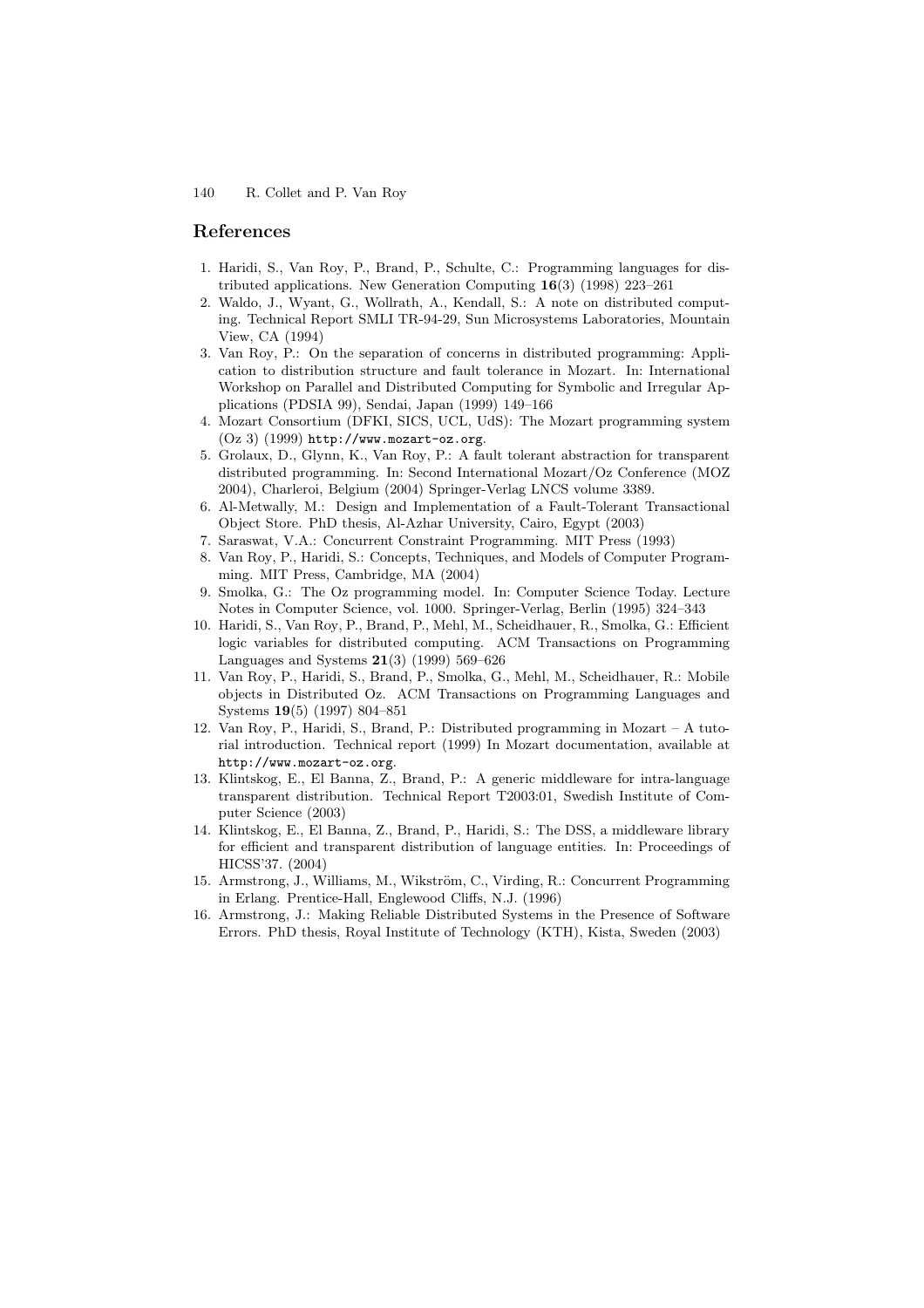## References

1. Haridi, S., Van Roy, P., Brand, P., Schulte, C.: Programming languages for distributed applications. New Generation Computing **16**(3) (1998) 223–261
2. Waldo, J., Wyant, G., Wollrath, A., Kendall, S.: A note on distributed computing. Technical Report SMLI TR-94-29, Sun Microsystems Laboratories, Mountain View, CA (1994)
3. Van Roy, P.: On the separation of concerns in distributed programming: Application to distribution structure and fault tolerance in Mozart. In: International Workshop on Parallel and Distributed Computing for Symbolic and Irregular Applications (PDSIA 99), Sendai, Japan (1999) 149–166
4. Mozart Consortium (DFKI, SICS, UCL, UdS): The Mozart programming system (Oz 3) (1999) `http://www.mozart-oz.org`.
5. Grolaux, D., Glynn, K., Van Roy, P.: A fault tolerant abstraction for transparent distributed programming. In: Second International Mozart/Oz Conference (MOZ 2004), Charleroi, Belgium (2004) Springer-Verlag LNCS volume 3389.
6. Al-Metwally, M.: Design and Implementation of a Fault-Tolerant Transactional Object Store. PhD thesis, Al-Azhar University, Cairo, Egypt (2003)
7. Saraswat, V.A.: Concurrent Constraint Programming. MIT Press (1993)
8. Van Roy, P., Haridi, S.: Concepts, Techniques, and Models of Computer Programming. MIT Press, Cambridge, MA (2004)
9. Smolka, G.: The Oz programming model. In: Computer Science Today. Lecture Notes in Computer Science, vol. 1000. Springer-Verlag, Berlin (1995) 324–343
10. Haridi, S., Van Roy, P., Brand, P., Mehl, M., Scheidhauer, R., Smolka, G.: Efficient logic variables for distributed computing. ACM Transactions on Programming Languages and Systems **21**(3) (1999) 569–626
11. Van Roy, P., Haridi, S., Brand, P., Smolka, G., Mehl, M., Scheidhauer, R.: Mobile objects in Distributed Oz. ACM Transactions on Programming Languages and Systems **19**(5) (1997) 804–851
12. Van Roy, P., Haridi, S., Brand, P.: Distributed programming in Mozart – A tutorial introduction. Technical report (1999) In Mozart documentation, available at `http://www.mozart-oz.org`.
13. Klintskog, E., El Banna, Z., Brand, P.: A generic middleware for intra-language transparent distribution. Technical Report T2003:01, Swedish Institute of Computer Science (2003)
14. Klintskog, E., El Banna, Z., Brand, P., Haridi, S.: The DSS, a middleware library for efficient and transparent distribution of language entities. In: Proceedings of HICSS'37. (2004)
15. Armstrong, J., Williams, M., Wikström, C., Virding, R.: Concurrent Programming in Erlang. Prentice-Hall, Englewood Cliffs, N.J. (1996)
16. Armstrong, J.: Making Reliable Distributed Systems in the Presence of Software Errors. PhD thesis, Royal Institute of Technology (KTH), Kista, Sweden (2003)